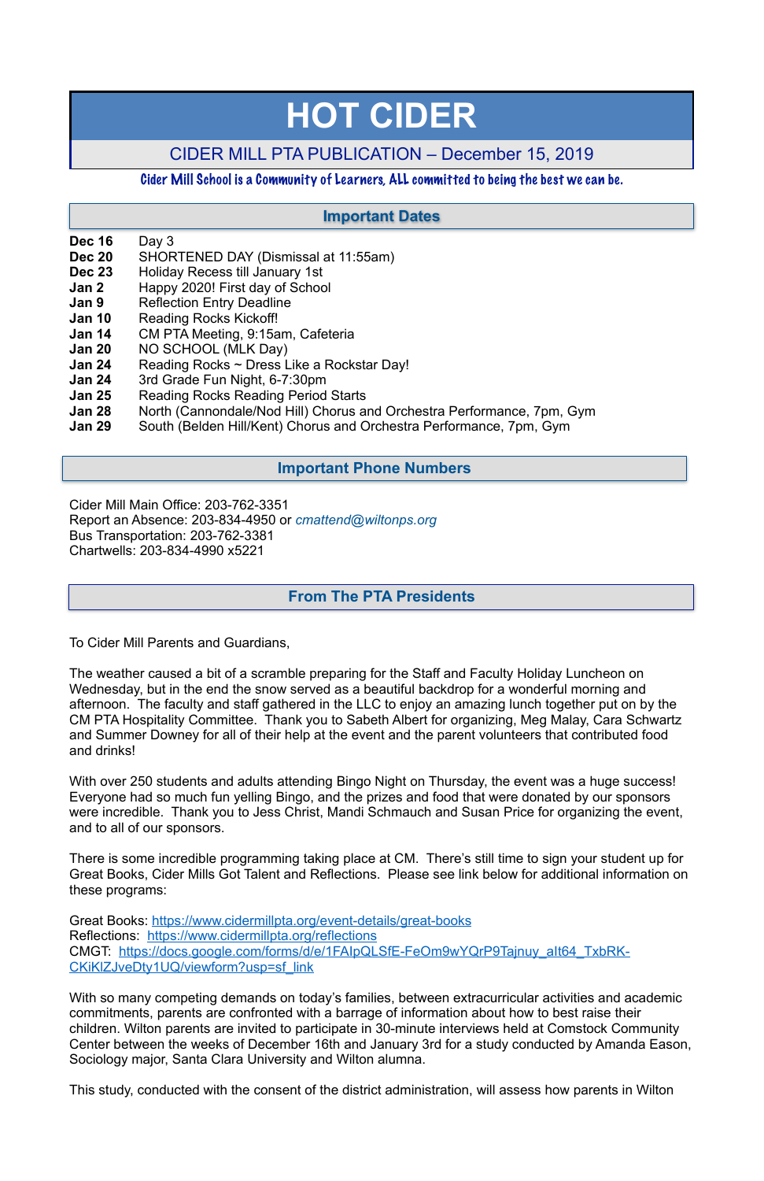# HOT CIDER

## CIDER MILL PTA PUBLICATION – December 15, 2019

*Cider Mill School is a Community of Learners, ALL committed to being the best we can be.*

## Important Dates

| | |
|---|---|
| **Dec 16** | Day 3 |
| **Dec 20** | SHORTENED DAY (Dismissal at 11:55am) |
| **Dec 23** | Holiday Recess till January 1st |
| **Jan 2** | Happy 2020! First day of School |
| **Jan 9** | Reflection Entry Deadline |
| **Jan 10** | Reading Rocks Kickoff! |
| **Jan 14** | CM PTA Meeting, 9:15am, Cafeteria |
| **Jan 20** | NO SCHOOL (MLK Day) |
| **Jan 24** | Reading Rocks ~ Dress Like a Rockstar Day! |
| **Jan 24** | 3rd Grade Fun Night, 6-7:30pm |
| **Jan 25** | Reading Rocks Reading Period Starts |
| **Jan 28** | North (Cannondale/Nod Hill) Chorus and Orchestra Performance, 7pm, Gym |
| **Jan 29** | South (Belden Hill/Kent) Chorus and Orchestra Performance, 7pm, Gym |

## Important Phone Numbers

Cider Mill Main Office: 203-762-3351
Report an Absence: 203-834-4950 or *cmattend@wiltonps.org*
Bus Transportation: 203-762-3381
Chartwells: 203-834-4990 x5221

## From The PTA Presidents

To Cider Mill Parents and Guardians,

The weather caused a bit of a scramble preparing for the Staff and Faculty Holiday Luncheon on Wednesday, but in the end the snow served as a beautiful backdrop for a wonderful morning and afternoon. The faculty and staff gathered in the LLC to enjoy an amazing lunch together put on by the CM PTA Hospitality Committee. Thank you to Sabeth Albert for organizing, Meg Malay, Cara Schwartz and Summer Downey for all of their help at the event and the parent volunteers that contributed food and drinks!

With over 250 students and adults attending Bingo Night on Thursday, the event was a huge success! Everyone had so much fun yelling Bingo, and the prizes and food that were donated by our sponsors were incredible. Thank you to Jess Christ, Mandi Schmauch and Susan Price for organizing the event, and to all of our sponsors.

There is some incredible programming taking place at CM. There's still time to sign your student up for Great Books, Cider Mills Got Talent and Reflections. Please see link below for additional information on these programs:

Great Books: https://www.cidermillpta.org/event-details/great-books
Reflections: https://www.cidermillpta.org/reflections
CMGT: https://docs.google.com/forms/d/e/1FAIpQLSfE-FeOm9wYQrP9Tajnuy_alt64_TxbRK-CKiKlZJveDty1UQ/viewform?usp=sf_link

With so many competing demands on today's families, between extracurricular activities and academic commitments, parents are confronted with a barrage of information about how to best raise their children. Wilton parents are invited to participate in 30-minute interviews held at Comstock Community Center between the weeks of December 16th and January 3rd for a study conducted by Amanda Eason, Sociology major, Santa Clara University and Wilton alumna.

This study, conducted with the consent of the district administration, will assess how parents in Wilton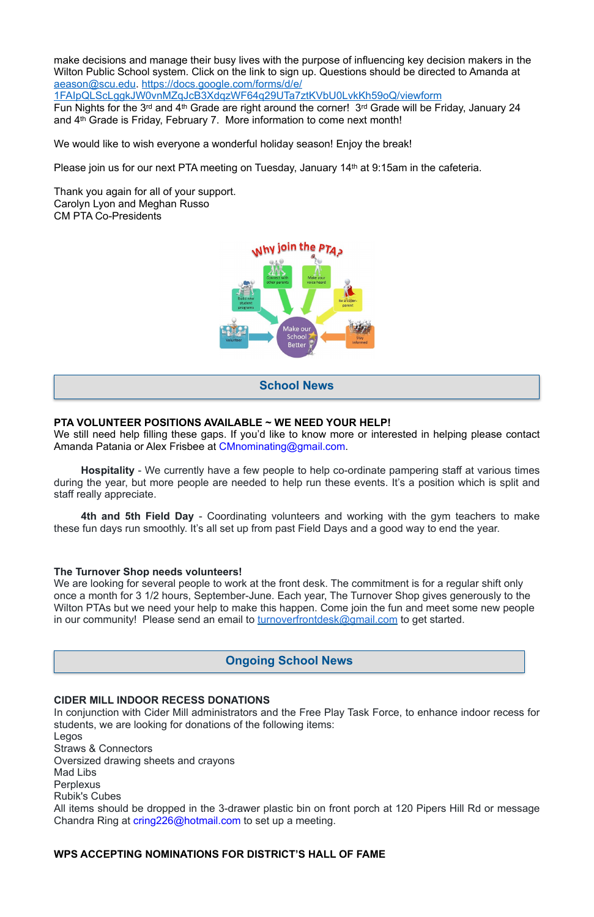make decisions and manage their busy lives with the purpose of influencing key decision makers in the Wilton Public School system. Click on the link to sign up. Questions should be directed to Amanda at aeason@scu.edu. https://docs.google.com/forms/d/e/1FAIpQLScLggkJW0vnMZqJcB3XdqzWF64q29UTa7ztKVbU0LvkKh59oQ/viewform

Fun Nights for the 3rd and 4th Grade are right around the corner! 3rd Grade will be Friday, January 24 and 4th Grade is Friday, February 7. More information to come next month!

We would like to wish everyone a wonderful holiday season! Enjoy the break!

Please join us for our next PTA meeting on Tuesday, January 14th at 9:15am in the cafeteria.

Thank you again for all of your support.
Carolyn Lyon and Meghan Russo
CM PTA Co-Presidents

## School News

**PTA VOLUNTEER POSITIONS AVAILABLE ~ WE NEED YOUR HELP!**
We still need help filling these gaps. If you'd like to know more or interested in helping please contact Amanda Patania or Alex Frisbee at CMnominating@gmail.com.

**Hospitality** - We currently have a few people to help co-ordinate pampering staff at various times during the year, but more people are needed to help run these events. It's a position which is split and staff really appreciate.

**4th and 5th Field Day** - Coordinating volunteers and working with the gym teachers to make these fun days run smoothly. It's all set up from past Field Days and a good way to end the year.

**The Turnover Shop needs volunteers!**
We are looking for several people to work at the front desk. The commitment is for a regular shift only once a month for 3 1/2 hours, September-June. Each year, The Turnover Shop gives generously to the Wilton PTAs but we need your help to make this happen. Come join the fun and meet some new people in our community! Please send an email to turnoverfrontdesk@gmail.com to get started.

## Ongoing School News

**CIDER MILL INDOOR RECESS DONATIONS**
In conjunction with Cider Mill administrators and the Free Play Task Force, to enhance indoor recess for students, we are looking for donations of the following items:
Legos
Straws & Connectors
Oversized drawing sheets and crayons
Mad Libs
Perplexus
Rubik's Cubes
All items should be dropped in the 3-drawer plastic bin on front porch at 120 Pipers Hill Rd or message Chandra Ring at cring226@hotmail.com to set up a meeting.

**WPS ACCEPTING NOMINATIONS FOR DISTRICT'S HALL OF FAME**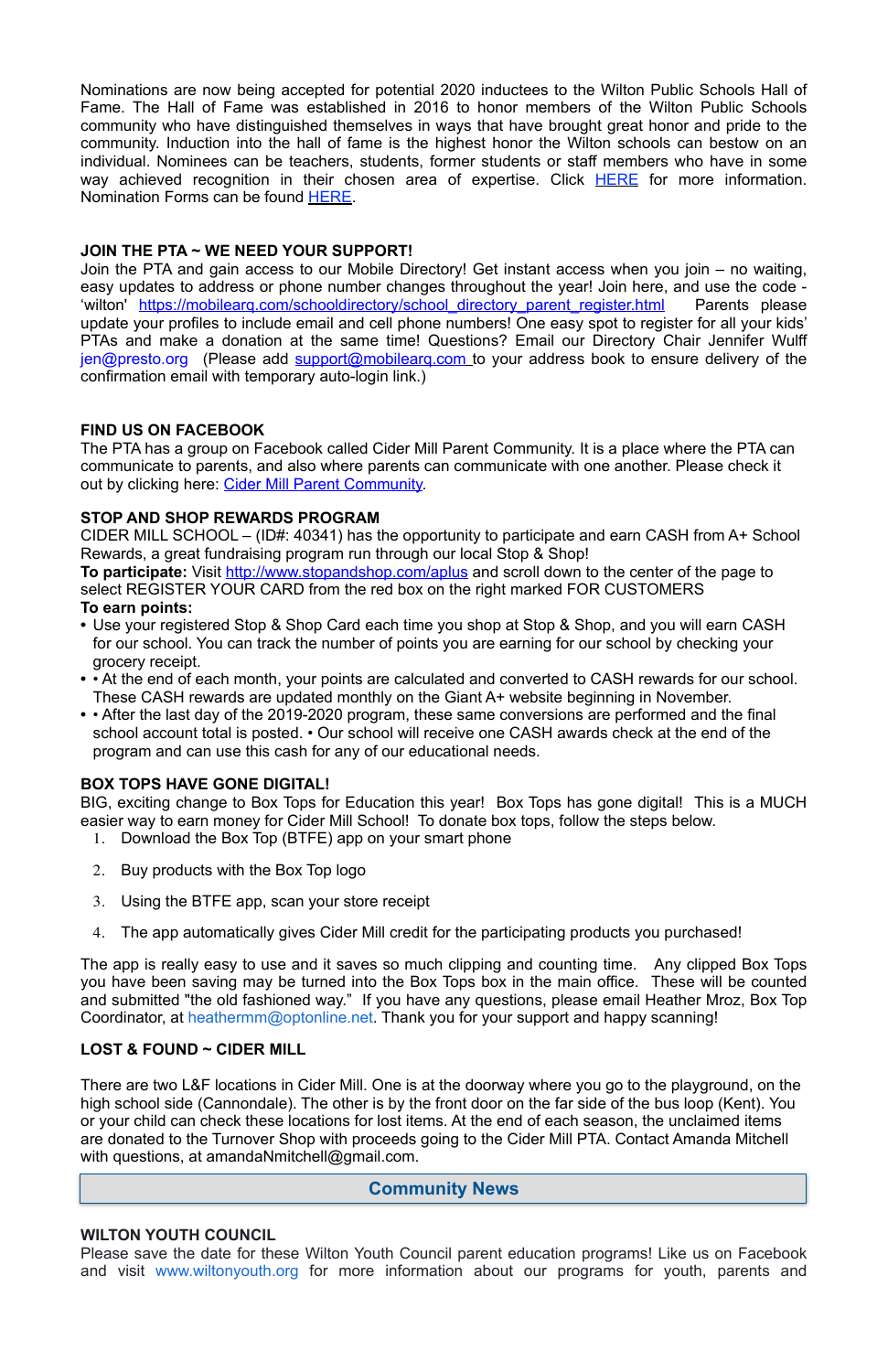Nominations are now being accepted for potential 2020 inductees to the Wilton Public Schools Hall of Fame. The Hall of Fame was established in 2016 to honor members of the Wilton Public Schools community who have distinguished themselves in ways that have brought great honor and pride to the community. Induction into the hall of fame is the highest honor the Wilton schools can bestow on an individual. Nominees can be teachers, students, former students or staff members who have in some way achieved recognition in their chosen area of expertise. Click HERE for more information. Nomination Forms can be found HERE.

**JOIN THE PTA ~ WE NEED YOUR SUPPORT!**

Join the PTA and gain access to our Mobile Directory! Get instant access when you join – no waiting, easy updates to address or phone number changes throughout the year! Join here, and use the code - 'wilton' https://mobilearq.com/schooldirectory/school_directory_parent_register.html Parents please update your profiles to include email and cell phone numbers! One easy spot to register for all your kids' PTAs and make a donation at the same time! Questions? Email our Directory Chair Jennifer Wulff jen@presto.org (Please add support@mobilearq.com to your address book to ensure delivery of the confirmation email with temporary auto-login link.)

**FIND US ON FACEBOOK**

The PTA has a group on Facebook called Cider Mill Parent Community. It is a place where the PTA can communicate to parents, and also where parents can communicate with one another. Please check it out by clicking here: Cider Mill Parent Community.

**STOP AND SHOP REWARDS PROGRAM**

CIDER MILL SCHOOL – (ID#: 40341) has the opportunity to participate and earn CASH from A+ School Rewards, a great fundraising program run through our local Stop & Shop!

**To participate:** Visit http://www.stopandshop.com/aplus and scroll down to the center of the page to select REGISTER YOUR CARD from the red box on the right marked FOR CUSTOMERS

**To earn points:**

- Use your registered Stop & Shop Card each time you shop at Stop & Shop, and you will earn CASH for our school. You can track the number of points you are earning for our school by checking your grocery receipt.
- • At the end of each month, your points are calculated and converted to CASH rewards for our school. These CASH rewards are updated monthly on the Giant A+ website beginning in November.
- • After the last day of the 2019-2020 program, these same conversions are performed and the final school account total is posted. • Our school will receive one CASH awards check at the end of the program and can use this cash for any of our educational needs.

**BOX TOPS HAVE GONE DIGITAL!**

BIG, exciting change to Box Tops for Education this year! Box Tops has gone digital! This is a MUCH easier way to earn money for Cider Mill School! To donate box tops, follow the steps below.

1. Download the Box Top (BTFE) app on your smart phone
2. Buy products with the Box Top logo
3. Using the BTFE app, scan your store receipt
4. The app automatically gives Cider Mill credit for the participating products you purchased!

The app is really easy to use and it saves so much clipping and counting time. Any clipped Box Tops you have been saving may be turned into the Box Tops box in the main office. These will be counted and submitted "the old fashioned way." If you have any questions, please email Heather Mroz, Box Top Coordinator, at heathermm@optonline.net. Thank you for your support and happy scanning!

**LOST & FOUND ~ CIDER MILL**

There are two L&F locations in Cider Mill. One is at the doorway where you go to the playground, on the high school side (Cannondale). The other is by the front door on the far side of the bus loop (Kent). You or your child can check these locations for lost items. At the end of each season, the unclaimed items are donated to the Turnover Shop with proceeds going to the Cider Mill PTA. Contact Amanda Mitchell with questions, at amandaNmitchell@gmail.com.

## Community News

**WILTON YOUTH COUNCIL**

Please save the date for these Wilton Youth Council parent education programs! Like us on Facebook and visit www.wiltonyouth.org for more information about our programs for youth, parents and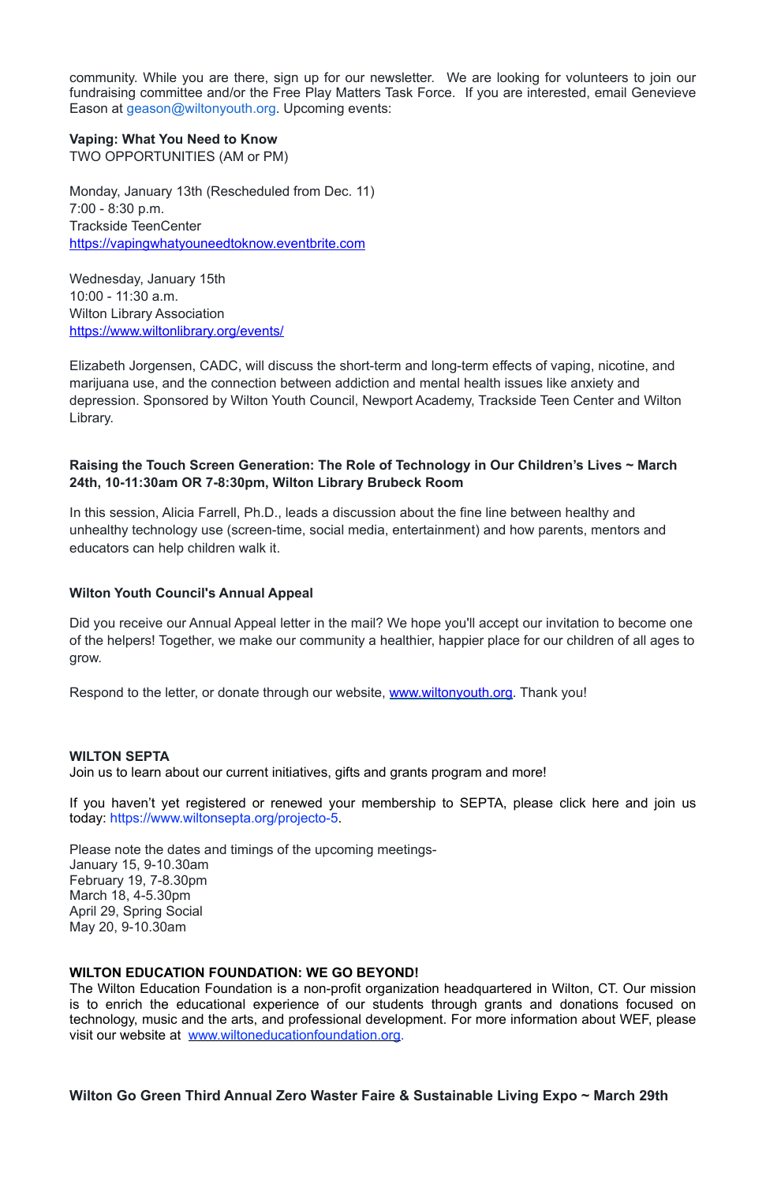community. While you are there, sign up for our newsletter. We are looking for volunteers to join our fundraising committee and/or the Free Play Matters Task Force. If you are interested, email Genevieve Eason at geason@wiltonyouth.org. Upcoming events:

**Vaping: What You Need to Know**
TWO OPPORTUNITIES (AM or PM)

Monday, January 13th (Rescheduled from Dec. 11)
7:00 - 8:30 p.m.
Trackside TeenCenter
https://vapingwhatyouneedtoknow.eventbrite.com

Wednesday, January 15th
10:00 - 11:30 a.m.
Wilton Library Association
https://www.wiltonlibrary.org/events/

Elizabeth Jorgensen, CADC, will discuss the short-term and long-term effects of vaping, nicotine, and marijuana use, and the connection between addiction and mental health issues like anxiety and depression. Sponsored by Wilton Youth Council, Newport Academy, Trackside Teen Center and Wilton Library.

**Raising the Touch Screen Generation: The Role of Technology in Our Children's Lives ~ March 24th, 10-11:30am OR 7-8:30pm, Wilton Library Brubeck Room**

In this session, Alicia Farrell, Ph.D., leads a discussion about the fine line between healthy and unhealthy technology use (screen-time, social media, entertainment) and how parents, mentors and educators can help children walk it.

**Wilton Youth Council's Annual Appeal**

Did you receive our Annual Appeal letter in the mail? We hope you'll accept our invitation to become one of the helpers! Together, we make our community a healthier, happier place for our children of all ages to grow.

Respond to the letter, or donate through our website, www.wiltonyouth.org. Thank you!

**WILTON SEPTA**
Join us to learn about our current initiatives, gifts and grants program and more!

If you haven't yet registered or renewed your membership to SEPTA, please click here and join us today: https://www.wiltonsepta.org/projecto-5.

Please note the dates and timings of the upcoming meetings-
January 15, 9-10.30am
February 19, 7-8.30pm
March 18, 4-5.30pm
April 29, Spring Social
May 20, 9-10.30am

**WILTON EDUCATION FOUNDATION: WE GO BEYOND!**
The Wilton Education Foundation is a non-profit organization headquartered in Wilton, CT. Our mission is to enrich the educational experience of our students through grants and donations focused on technology, music and the arts, and professional development. For more information about WEF, please visit our website at www.wiltoneducationfoundation.org.

**Wilton Go Green Third Annual Zero Waster Faire & Sustainable Living Expo ~ March 29th**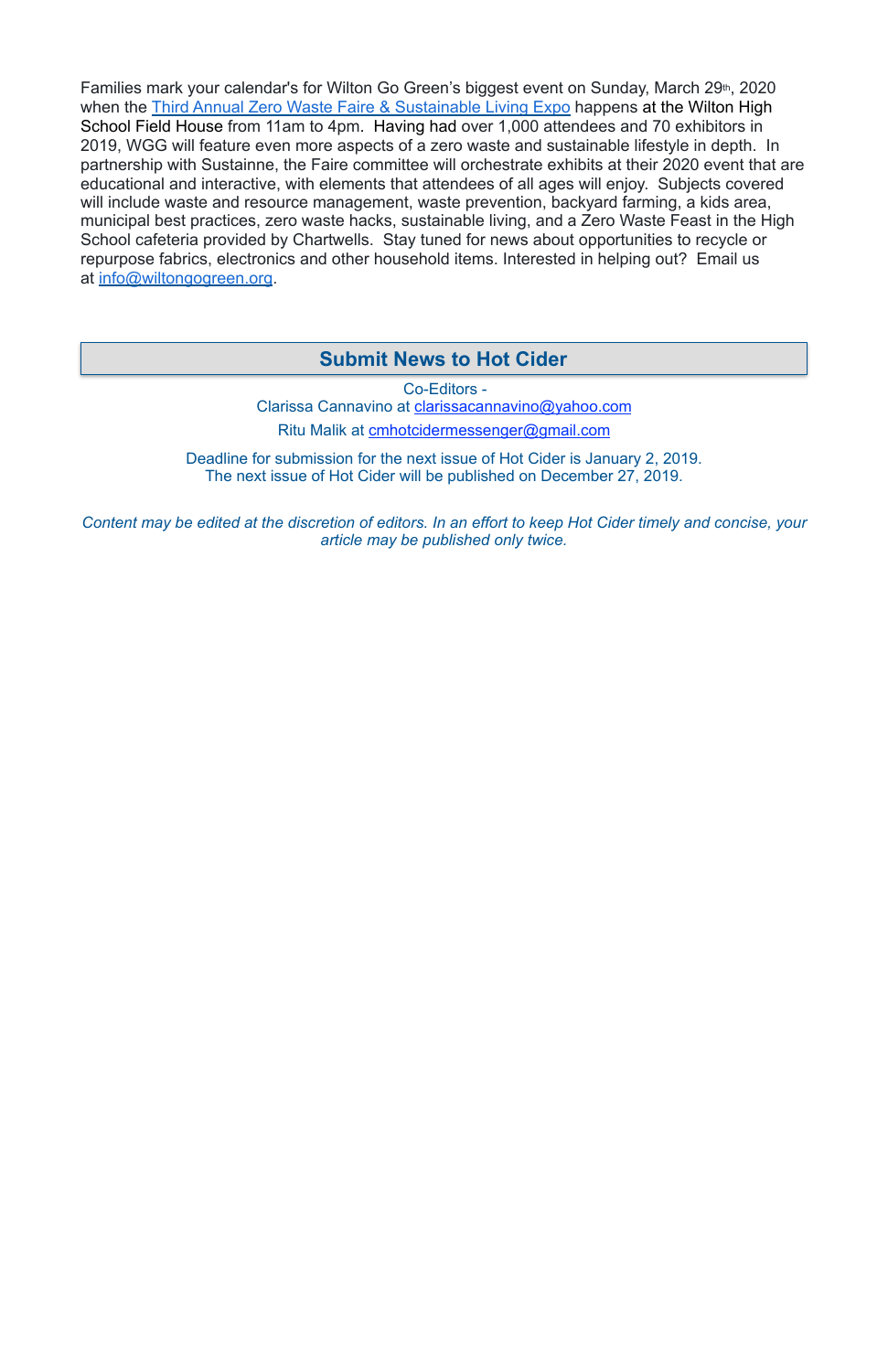Families mark your calendar's for Wilton Go Green's biggest event on Sunday, March 29th, 2020 when the Third Annual Zero Waste Faire & Sustainable Living Expo happens at the Wilton High School Field House from 11am to 4pm.  Having had over 1,000 attendees and 70 exhibitors in 2019, WGG will feature even more aspects of a zero waste and sustainable lifestyle in depth.  In partnership with Sustainne, the Faire committee will orchestrate exhibits at their 2020 event that are educational and interactive, with elements that attendees of all ages will enjoy.  Subjects covered will include waste and resource management, waste prevention, backyard farming, a kids area, municipal best practices, zero waste hacks, sustainable living, and a Zero Waste Feast in the High School cafeteria provided by Chartwells.  Stay tuned for news about opportunities to recycle or repurpose fabrics, electronics and other household items. Interested in helping out?  Email us at info@wiltongogreen.org.

## Submit News to Hot Cider

Co-Editors -
Clarissa Cannavino at clarissacannavino@yahoo.com

Ritu Malik at cmhotcidermessenger@gmail.com

Deadline for submission for the next issue of Hot Cider is January 2, 2019.
The next issue of Hot Cider will be published on December 27, 2019.

*Content may be edited at the discretion of editors. In an effort to keep Hot Cider timely and concise, your article may be published only twice.*